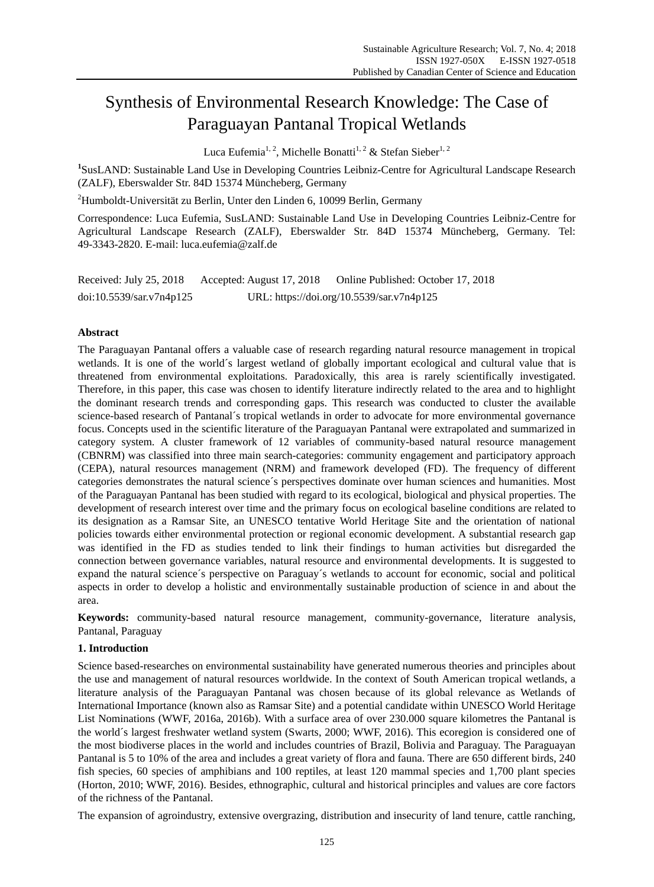# Synthesis of Environmental Research Knowledge: The Case of Paraguayan Pantanal Tropical Wetlands

Luca Eufemia[1, 2], Michelle Bonatti[1, 2] & Stefan Sieber[1, 2]

[1]SusLAND: Sustainable Land Use in Developing Countries Leibniz-Centre for Agricultural Landscape Research (ZALF), Eberswalder Str. 84D 15374 Müncheberg, Germany

[2]Humboldt-Universität zu Berlin, Unter den Linden 6, 10099 Berlin, Germany

Correspondence: Luca Eufemia, SusLAND: Sustainable Land Use in Developing Countries Leibniz-Centre for Agricultural Landscape Research (ZALF), Eberswalder Str. 84D 15374 Müncheberg, Germany. Tel: 49-3343-2820. E-mail: luca.eufemia@zalf.de

Received: July 25, 2018 Accepted: August 17, 2018 Online Published: October 17, 2018

doi:10.5539/sar.v7n4p125 URL: https://doi.org/10.5539/sar.v7n4p125

## Abstract

The Paraguayan Pantanal offers a valuable case of research regarding natural resource management in tropical wetlands. It is one of the world´s largest wetland of globally important ecological and cultural value that is threatened from environmental exploitations. Paradoxically, this area is rarely scientifically investigated. Therefore, in this paper, this case was chosen to identify literature indirectly related to the area and to highlight the dominant research trends and corresponding gaps. This research was conducted to cluster the available science-based research of Pantanal´s tropical wetlands in order to advocate for more environmental governance focus. Concepts used in the scientific literature of the Paraguayan Pantanal were extrapolated and summarized in category system. A cluster framework of 12 variables of community-based natural resource management (CBNRM) was classified into three main search-categories: community engagement and participatory approach (CEPA), natural resources management (NRM) and framework developed (FD). The frequency of different categories demonstrates the natural science´s perspectives dominate over human sciences and humanities. Most of the Paraguayan Pantanal has been studied with regard to its ecological, biological and physical properties. The development of research interest over time and the primary focus on ecological baseline conditions are related to its designation as a Ramsar Site, an UNESCO tentative World Heritage Site and the orientation of national policies towards either environmental protection or regional economic development. A substantial research gap was identified in the FD as studies tended to link their findings to human activities but disregarded the connection between governance variables, natural resource and environmental developments. It is suggested to expand the natural science´s perspective on Paraguay´s wetlands to account for economic, social and political aspects in order to develop a holistic and environmentally sustainable production of science in and about the area.

**Keywords:** community-based natural resource management, community-governance, literature analysis, Pantanal, Paraguay

## 1. Introduction

Science based-researches on environmental sustainability have generated numerous theories and principles about the use and management of natural resources worldwide. In the context of South American tropical wetlands, a literature analysis of the Paraguayan Pantanal was chosen because of its global relevance as Wetlands of International Importance (known also as Ramsar Site) and a potential candidate within UNESCO World Heritage List Nominations (WWF, 2016a, 2016b). With a surface area of over 230.000 square kilometres the Pantanal is the world´s largest freshwater wetland system (Swarts, 2000; WWF, 2016). This ecoregion is considered one of the most biodiverse places in the world and includes countries of Brazil, Bolivia and Paraguay. The Paraguayan Pantanal is 5 to 10% of the area and includes a great variety of flora and fauna. There are 650 different birds, 240 fish species, 60 species of amphibians and 100 reptiles, at least 120 mammal species and 1,700 plant species (Horton, 2010; WWF, 2016). Besides, ethnographic, cultural and historical principles and values are core factors of the richness of the Pantanal.

The expansion of agroindustry, extensive overgrazing, distribution and insecurity of land tenure, cattle ranching,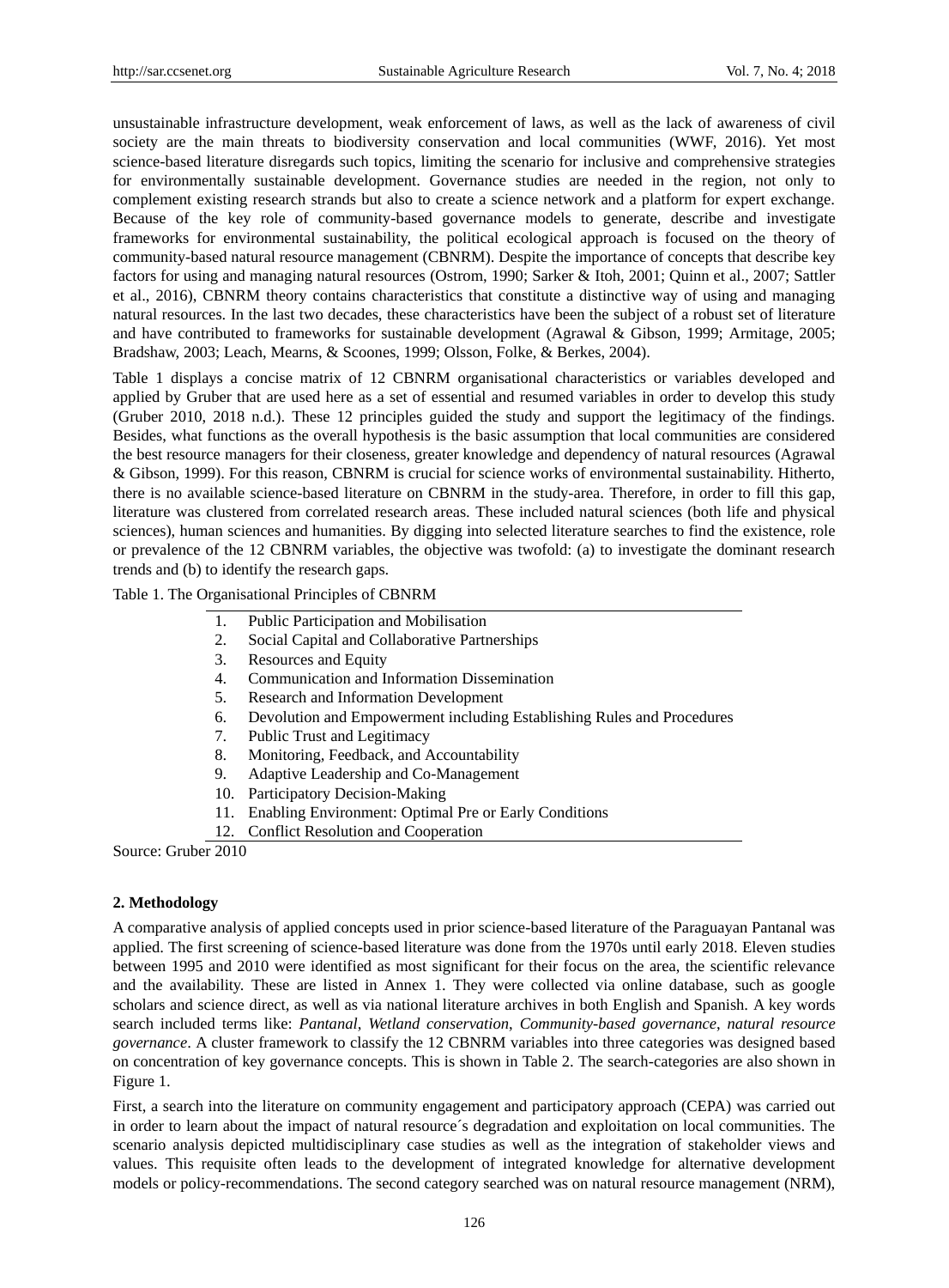unsustainable infrastructure development, weak enforcement of laws, as well as the lack of awareness of civil society are the main threats to biodiversity conservation and local communities (WWF, 2016). Yet most science-based literature disregards such topics, limiting the scenario for inclusive and comprehensive strategies for environmentally sustainable development. Governance studies are needed in the region, not only to complement existing research strands but also to create a science network and a platform for expert exchange. Because of the key role of community-based governance models to generate, describe and investigate frameworks for environmental sustainability, the political ecological approach is focused on the theory of community-based natural resource management (CBNRM). Despite the importance of concepts that describe key factors for using and managing natural resources (Ostrom, 1990; Sarker & Itoh, 2001; Quinn et al., 2007; Sattler et al., 2016), CBNRM theory contains characteristics that constitute a distinctive way of using and managing natural resources. In the last two decades, these characteristics have been the subject of a robust set of literature and have contributed to frameworks for sustainable development (Agrawal & Gibson, 1999; Armitage, 2005; Bradshaw, 2003; Leach, Mearns, & Scoones, 1999; Olsson, Folke, & Berkes, 2004).

Table 1 displays a concise matrix of 12 CBNRM organisational characteristics or variables developed and applied by Gruber that are used here as a set of essential and resumed variables in order to develop this study (Gruber 2010, 2018 n.d.). These 12 principles guided the study and support the legitimacy of the findings. Besides, what functions as the overall hypothesis is the basic assumption that local communities are considered the best resource managers for their closeness, greater knowledge and dependency of natural resources (Agrawal & Gibson, 1999). For this reason, CBNRM is crucial for science works of environmental sustainability. Hitherto, there is no available science-based literature on CBNRM in the study-area. Therefore, in order to fill this gap, literature was clustered from correlated research areas. These included natural sciences (both life and physical sciences), human sciences and humanities. By digging into selected literature searches to find the existence, role or prevalence of the 12 CBNRM variables, the objective was twofold: (a) to investigate the dominant research trends and (b) to identify the research gaps.

Table 1. The Organisational Principles of CBNRM

| | |
|---|---|
| 1. | Public Participation and Mobilisation |
| 2. | Social Capital and Collaborative Partnerships |
| 3. | Resources and Equity |
| 4. | Communication and Information Dissemination |
| 5. | Research and Information Development |
| 6. | Devolution and Empowerment including Establishing Rules and Procedures |
| 7. | Public Trust and Legitimacy |
| 8. | Monitoring, Feedback, and Accountability |
| 9. | Adaptive Leadership and Co-Management |
| 10. | Participatory Decision-Making |
| 11. | Enabling Environment: Optimal Pre or Early Conditions |
| 12. | Conflict Resolution and Cooperation |

Source: Gruber 2010

## 2. Methodology

A comparative analysis of applied concepts used in prior science-based literature of the Paraguayan Pantanal was applied. The first screening of science-based literature was done from the 1970s until early 2018. Eleven studies between 1995 and 2010 were identified as most significant for their focus on the area, the scientific relevance and the availability. These are listed in Annex 1. They were collected via online database, such as google scholars and science direct, as well as via national literature archives in both English and Spanish. A key words search included terms like: *Pantanal*, *Wetland conservation*, *Community-based governance*, *natural resource governance*. A cluster framework to classify the 12 CBNRM variables into three categories was designed based on concentration of key governance concepts. This is shown in Table 2. The search-categories are also shown in Figure 1.

First, a search into the literature on community engagement and participatory approach (CEPA) was carried out in order to learn about the impact of natural resource´s degradation and exploitation on local communities. The scenario analysis depicted multidisciplinary case studies as well as the integration of stakeholder views and values. This requisite often leads to the development of integrated knowledge for alternative development models or policy-recommendations. The second category searched was on natural resource management (NRM),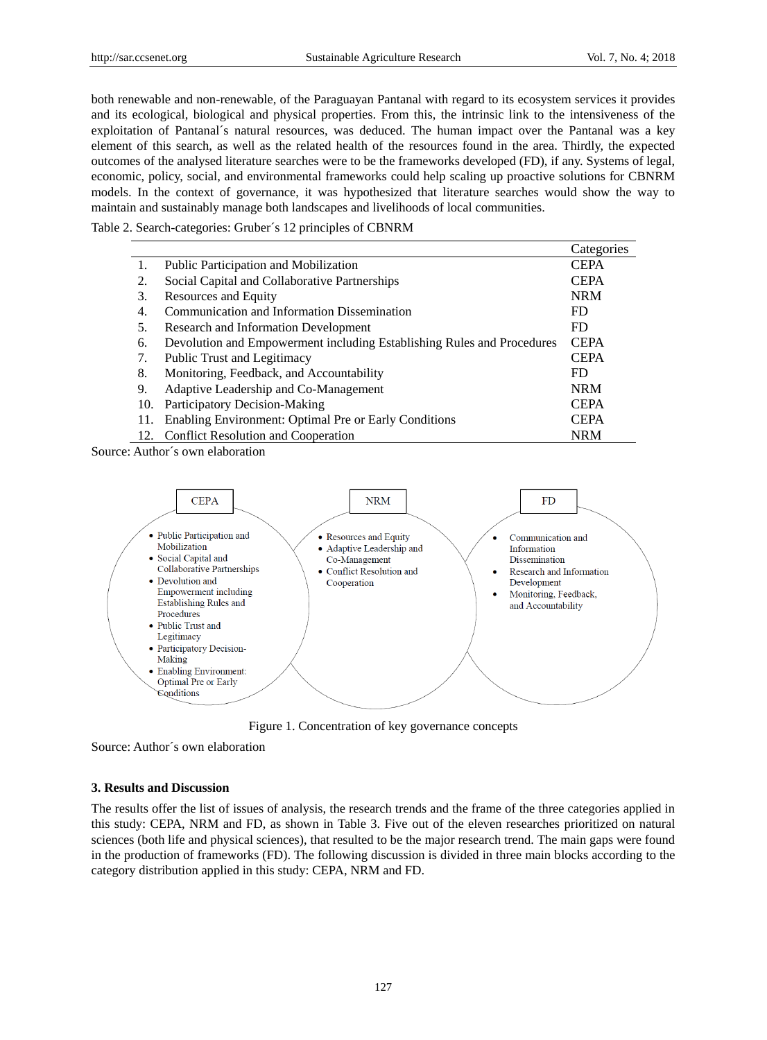both renewable and non-renewable, of the Paraguayan Pantanal with regard to its ecosystem services it provides and its ecological, biological and physical properties. From this, the intrinsic link to the intensiveness of the exploitation of Pantanal´s natural resources, was deduced. The human impact over the Pantanal was a key element of this search, as well as the related health of the resources found in the area. Thirdly, the expected outcomes of the analysed literature searches were to be the frameworks developed (FD), if any. Systems of legal, economic, policy, social, and environmental frameworks could help scaling up proactive solutions for CBNRM models. In the context of governance, it was hypothesized that literature searches would show the way to maintain and sustainably manage both landscapes and livelihoods of local communities.

Table 2. Search-categories: Gruber´s 12 principles of CBNRM

| | | Categories |
|---|---|---|
| 1. | Public Participation and Mobilization | CEPA |
| 2. | Social Capital and Collaborative Partnerships | CEPA |
| 3. | Resources and Equity | NRM |
| 4. | Communication and Information Dissemination | FD |
| 5. | Research and Information Development | FD |
| 6. | Devolution and Empowerment including Establishing Rules and Procedures | CEPA |
| 7. | Public Trust and Legitimacy | CEPA |
| 8. | Monitoring, Feedback, and Accountability | FD |
| 9. | Adaptive Leadership and Co-Management | NRM |
| 10. | Participatory Decision-Making | CEPA |
| 11. | Enabling Environment: Optimal Pre or Early Conditions | CEPA |
| 12. | Conflict Resolution and Cooperation | NRM |

Source: Author´s own elaboration

**CEPA**
- Public Participation and Mobilization
- Social Capital and Collaborative Partnerships
- Devolution and Empowerment including Establishing Rules and Procedures
- Public Trust and Legitimacy
- Participatory Decision-Making
- Enabling Environment: Optimal Pre or Early Conditions

**NRM**
- Resources and Equity
- Adaptive Leadership and Co-Management
- Conflict Resolution and Cooperation

**FD**
- Communication and Information Dissemination
- Research and Information Development
- Monitoring, Feedback, and Accountability

Figure 1. Concentration of key governance concepts

Source: Author´s own elaboration

## 3. Results and Discussion

The results offer the list of issues of analysis, the research trends and the frame of the three categories applied in this study: CEPA, NRM and FD, as shown in Table 3. Five out of the eleven researches prioritized on natural sciences (both life and physical sciences), that resulted to be the major research trend. The main gaps were found in the production of frameworks (FD). The following discussion is divided in three main blocks according to the category distribution applied in this study: CEPA, NRM and FD.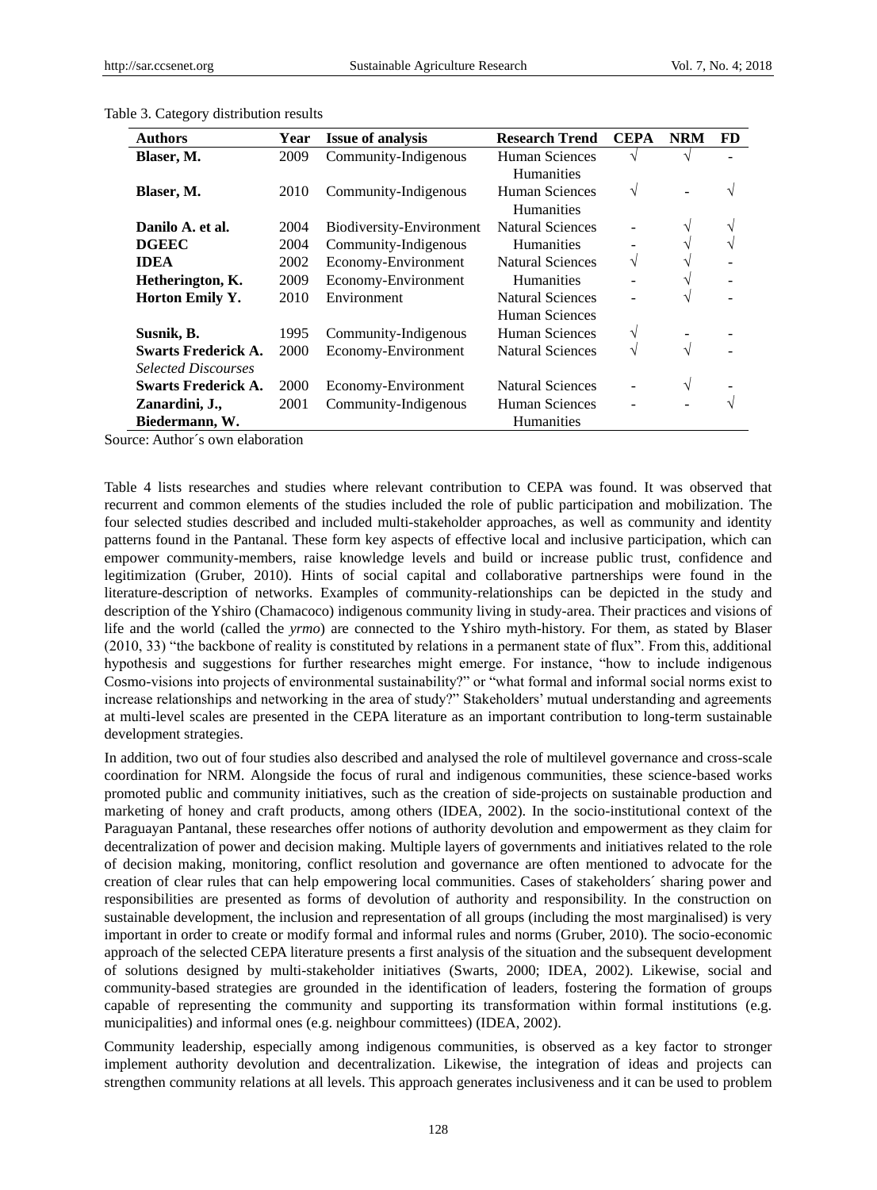Table 3. Category distribution results

| Authors | Year | Issue of analysis | Research Trend | CEPA | NRM | FD |
|---|---|---|---|---|---|---|
| **Blaser, M.** | 2009 | Community-Indigenous | Human Sciences Humanities | √ | √ | - |
| **Blaser, M.** | 2010 | Community-Indigenous | Human Sciences Humanities | √ | - | √ |
| **Danilo A. et al.** | 2004 | Biodiversity-Environment | Natural Sciences | - | √ | √ |
| **DGEEC** | 2004 | Community-Indigenous | Humanities | - | √ | √ |
| **IDEA** | 2002 | Economy-Environment | Natural Sciences | √ | √ | - |
| **Hetherington, K.** | 2009 | Economy-Environment | Humanities | - | √ | - |
| **Horton Emily Y.** | 2010 | Environment | Natural Sciences Human Sciences | - | √ | - |
| **Susnik, B.** | 1995 | Community-Indigenous | Human Sciences | √ | - | - |
| **Swarts Frederick A.** *Selected Discourses* | 2000 | Economy-Environment | Natural Sciences | √ | √ | - |
| **Swarts Frederick A.** | 2000 | Economy-Environment | Natural Sciences | - | √ | - |
| **Zanardini, J., Biedermann, W.** | 2001 | Community-Indigenous | Human Sciences Humanities | - | - | √ |

Source: Author´s own elaboration

Table 4 lists researches and studies where relevant contribution to CEPA was found. It was observed that recurrent and common elements of the studies included the role of public participation and mobilization. The four selected studies described and included multi-stakeholder approaches, as well as community and identity patterns found in the Pantanal. These form key aspects of effective local and inclusive participation, which can empower community-members, raise knowledge levels and build or increase public trust, confidence and legitimization (Gruber, 2010). Hints of social capital and collaborative partnerships were found in the literature-description of networks. Examples of community-relationships can be depicted in the study and description of the Yshiro (Chamacoco) indigenous community living in study-area. Their practices and visions of life and the world (called the *yrmo*) are connected to the Yshiro myth-history. For them, as stated by Blaser (2010, 33) "the backbone of reality is constituted by relations in a permanent state of flux". From this, additional hypothesis and suggestions for further researches might emerge. For instance, "how to include indigenous Cosmo-visions into projects of environmental sustainability?" or "what formal and informal social norms exist to increase relationships and networking in the area of study?" Stakeholders' mutual understanding and agreements at multi-level scales are presented in the CEPA literature as an important contribution to long-term sustainable development strategies.

In addition, two out of four studies also described and analysed the role of multilevel governance and cross-scale coordination for NRM. Alongside the focus of rural and indigenous communities, these science-based works promoted public and community initiatives, such as the creation of side-projects on sustainable production and marketing of honey and craft products, among others (IDEA, 2002). In the socio-institutional context of the Paraguayan Pantanal, these researches offer notions of authority devolution and empowerment as they claim for decentralization of power and decision making. Multiple layers of governments and initiatives related to the role of decision making, monitoring, conflict resolution and governance are often mentioned to advocate for the creation of clear rules that can help empowering local communities. Cases of stakeholders´ sharing power and responsibilities are presented as forms of devolution of authority and responsibility. In the construction on sustainable development, the inclusion and representation of all groups (including the most marginalised) is very important in order to create or modify formal and informal rules and norms (Gruber, 2010). The socio-economic approach of the selected CEPA literature presents a first analysis of the situation and the subsequent development of solutions designed by multi-stakeholder initiatives (Swarts, 2000; IDEA, 2002). Likewise, social and community-based strategies are grounded in the identification of leaders, fostering the formation of groups capable of representing the community and supporting its transformation within formal institutions (e.g. municipalities) and informal ones (e.g. neighbour committees) (IDEA, 2002).

Community leadership, especially among indigenous communities, is observed as a key factor to stronger implement authority devolution and decentralization. Likewise, the integration of ideas and projects can strengthen community relations at all levels. This approach generates inclusiveness and it can be used to problem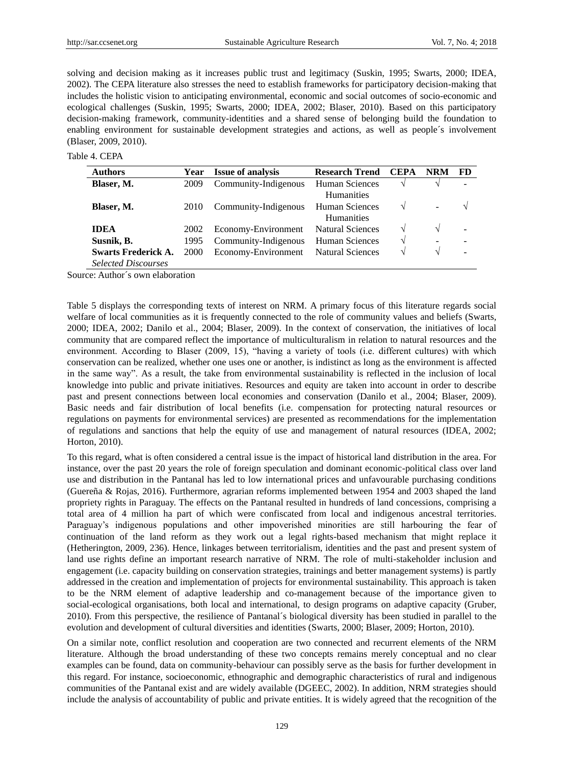solving and decision making as it increases public trust and legitimacy (Suskin, 1995; Swarts, 2000; IDEA, 2002). The CEPA literature also stresses the need to establish frameworks for participatory decision-making that includes the holistic vision to anticipating environmental, economic and social outcomes of socio-economic and ecological challenges (Suskin, 1995; Swarts, 2000; IDEA, 2002; Blaser, 2010). Based on this participatory decision-making framework, community-identities and a shared sense of belonging build the foundation to enabling environment for sustainable development strategies and actions, as well as people´s involvement (Blaser, 2009, 2010).

Table 4. CEPA

| Authors | Year | Issue of analysis | Research Trend | CEPA | NRM | FD |
|---|---|---|---|---|---|---|
| **Blaser, M.** | 2009 | Community-Indigenous | Human Sciences Humanities | √ | √ | - |
| **Blaser, M.** | 2010 | Community-Indigenous | Human Sciences Humanities | √ | - | √ |
| **IDEA** | 2002 | Economy-Environment | Natural Sciences | √ | √ | - |
| **Susnik, B.** | 1995 | Community-Indigenous | Human Sciences | √ | - | - |
| **Swarts Frederick A.** *Selected Discourses* | 2000 | Economy-Environment | Natural Sciences | √ | √ | - |

Source: Author´s own elaboration

Table 5 displays the corresponding texts of interest on NRM. A primary focus of this literature regards social welfare of local communities as it is frequently connected to the role of community values and beliefs (Swarts, 2000; IDEA, 2002; Danilo et al., 2004; Blaser, 2009). In the context of conservation, the initiatives of local community that are compared reflect the importance of multiculturalism in relation to natural resources and the environment. According to Blaser (2009, 15), "having a variety of tools (i.e. different cultures) with which conservation can be realized, whether one uses one or another, is indistinct as long as the environment is affected in the same way". As a result, the take from environmental sustainability is reflected in the inclusion of local knowledge into public and private initiatives. Resources and equity are taken into account in order to describe past and present connections between local economies and conservation (Danilo et al., 2004; Blaser, 2009). Basic needs and fair distribution of local benefits (i.e. compensation for protecting natural resources or regulations on payments for environmental services) are presented as recommendations for the implementation of regulations and sanctions that help the equity of use and management of natural resources (IDEA, 2002; Horton, 2010).

To this regard, what is often considered a central issue is the impact of historical land distribution in the area. For instance, over the past 20 years the role of foreign speculation and dominant economic-political class over land use and distribution in the Pantanal has led to low international prices and unfavourable purchasing conditions (Guereña & Rojas, 2016). Furthermore, agrarian reforms implemented between 1954 and 2003 shaped the land propriety rights in Paraguay. The effects on the Pantanal resulted in hundreds of land concessions, comprising a total area of 4 million ha part of which were confiscated from local and indigenous ancestral territories. Paraguay's indigenous populations and other impoverished minorities are still harbouring the fear of continuation of the land reform as they work out a legal rights-based mechanism that might replace it (Hetherington, 2009, 236). Hence, linkages between territorialism, identities and the past and present system of land use rights define an important research narrative of NRM. The role of multi-stakeholder inclusion and engagement (i.e. capacity building on conservation strategies, trainings and better management systems) is partly addressed in the creation and implementation of projects for environmental sustainability. This approach is taken to be the NRM element of adaptive leadership and co-management because of the importance given to social-ecological organisations, both local and international, to design programs on adaptive capacity (Gruber, 2010). From this perspective, the resilience of Pantanal´s biological diversity has been studied in parallel to the evolution and development of cultural diversities and identities (Swarts, 2000; Blaser, 2009; Horton, 2010).

On a similar note, conflict resolution and cooperation are two connected and recurrent elements of the NRM literature. Although the broad understanding of these two concepts remains merely conceptual and no clear examples can be found, data on community-behaviour can possibly serve as the basis for further development in this regard. For instance, socioeconomic, ethnographic and demographic characteristics of rural and indigenous communities of the Pantanal exist and are widely available (DGEEC, 2002). In addition, NRM strategies should include the analysis of accountability of public and private entities. It is widely agreed that the recognition of the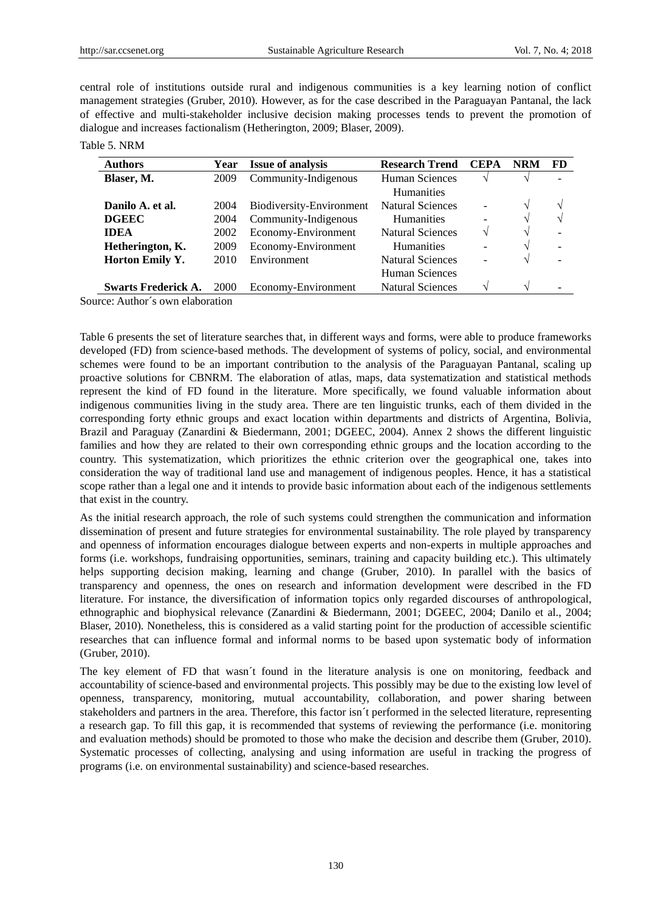central role of institutions outside rural and indigenous communities is a key learning notion of conflict management strategies (Gruber, 2010). However, as for the case described in the Paraguayan Pantanal, the lack of effective and multi-stakeholder inclusive decision making processes tends to prevent the promotion of dialogue and increases factionalism (Hetherington, 2009; Blaser, 2009).

Table 5. NRM

| Authors | Year | Issue of analysis | Research Trend | CEPA | NRM | FD |
|---|---|---|---|---|---|---|
| **Blaser, M.** | 2009 | Community-Indigenous | Human Sciences<br>Humanities | √ | √ | - |
| **Danilo A. et al.** | 2004 | Biodiversity-Environment | Natural Sciences | - | √ | √ |
| **DGEEC** | 2004 | Community-Indigenous | Humanities | - | √ | √ |
| **IDEA** | 2002 | Economy-Environment | Natural Sciences | √ | √ | - |
| **Hetherington, K.** | 2009 | Economy-Environment | Humanities | - | √ | - |
| **Horton Emily Y.** | 2010 | Environment | Natural Sciences<br>Human Sciences | - | √ | - |
| **Swarts Frederick A.** | 2000 | Economy-Environment | Natural Sciences | √ | √ | - |

Source: Author´s own elaboration

Table 6 presents the set of literature searches that, in different ways and forms, were able to produce frameworks developed (FD) from science-based methods. The development of systems of policy, social, and environmental schemes were found to be an important contribution to the analysis of the Paraguayan Pantanal, scaling up proactive solutions for CBNRM. The elaboration of atlas, maps, data systematization and statistical methods represent the kind of FD found in the literature. More specifically, we found valuable information about indigenous communities living in the study area. There are ten linguistic trunks, each of them divided in the corresponding forty ethnic groups and exact location within departments and districts of Argentina, Bolivia, Brazil and Paraguay (Zanardini & Biedermann, 2001; DGEEC, 2004). Annex 2 shows the different linguistic families and how they are related to their own corresponding ethnic groups and the location according to the country. This systematization, which prioritizes the ethnic criterion over the geographical one, takes into consideration the way of traditional land use and management of indigenous peoples. Hence, it has a statistical scope rather than a legal one and it intends to provide basic information about each of the indigenous settlements that exist in the country.

As the initial research approach, the role of such systems could strengthen the communication and information dissemination of present and future strategies for environmental sustainability. The role played by transparency and openness of information encourages dialogue between experts and non-experts in multiple approaches and forms (i.e. workshops, fundraising opportunities, seminars, training and capacity building etc.). This ultimately helps supporting decision making, learning and change (Gruber, 2010). In parallel with the basics of transparency and openness, the ones on research and information development were described in the FD literature. For instance, the diversification of information topics only regarded discourses of anthropological, ethnographic and biophysical relevance (Zanardini & Biedermann, 2001; DGEEC, 2004; Danilo et al., 2004; Blaser, 2010). Nonetheless, this is considered as a valid starting point for the production of accessible scientific researches that can influence formal and informal norms to be based upon systematic body of information (Gruber, 2010).

The key element of FD that wasn´t found in the literature analysis is one on monitoring, feedback and accountability of science-based and environmental projects. This possibly may be due to the existing low level of openness, transparency, monitoring, mutual accountability, collaboration, and power sharing between stakeholders and partners in the area. Therefore, this factor isn´t performed in the selected literature, representing a research gap. To fill this gap, it is recommended that systems of reviewing the performance (i.e. monitoring and evaluation methods) should be promoted to those who make the decision and describe them (Gruber, 2010). Systematic processes of collecting, analysing and using information are useful in tracking the progress of programs (i.e. on environmental sustainability) and science-based researches.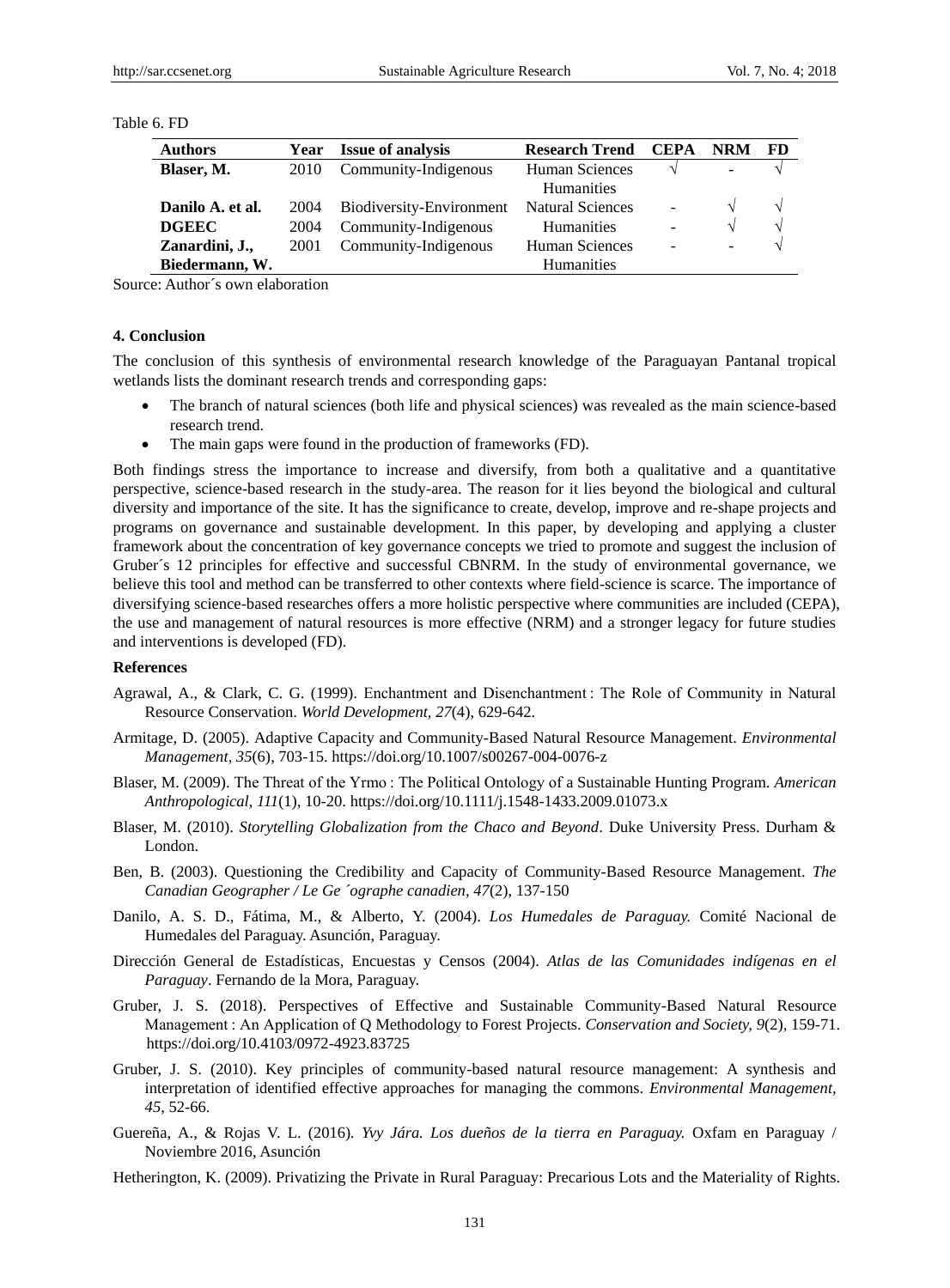Table 6. FD

| Authors | Year | Issue of analysis | Research Trend | CEPA | NRM | FD |
|---|---|---|---|---|---|---|
| **Blaser, M.** | 2010 | Community-Indigenous | Human Sciences Humanities | √ | - | √ |
| **Danilo A. et al.** | 2004 | Biodiversity-Environment | Natural Sciences | - | √ | √ |
| **DGEEC** | 2004 | Community-Indigenous | Humanities | - | √ | √ |
| **Zanardini, J., Biedermann, W.** | 2001 | Community-Indigenous | Human Sciences Humanities | - | - | √ |

Source: Author´s own elaboration

## 4. Conclusion

The conclusion of this synthesis of environmental research knowledge of the Paraguayan Pantanal tropical wetlands lists the dominant research trends and corresponding gaps:

- The branch of natural sciences (both life and physical sciences) was revealed as the main science-based research trend.
- The main gaps were found in the production of frameworks (FD).

Both findings stress the importance to increase and diversify, from both a qualitative and a quantitative perspective, science-based research in the study-area. The reason for it lies beyond the biological and cultural diversity and importance of the site. It has the significance to create, develop, improve and re-shape projects and programs on governance and sustainable development. In this paper, by developing and applying a cluster framework about the concentration of key governance concepts we tried to promote and suggest the inclusion of Gruber´s 12 principles for effective and successful CBNRM. In the study of environmental governance, we believe this tool and method can be transferred to other contexts where field-science is scarce. The importance of diversifying science-based researches offers a more holistic perspective where communities are included (CEPA), the use and management of natural resources is more effective (NRM) and a stronger legacy for future studies and interventions is developed (FD).

## References

Agrawal, A., & Clark, C. G. (1999). Enchantment and Disenchantment : The Role of Community in Natural Resource Conservation. *World Development, 27*(4), 629-642.

Armitage, D. (2005). Adaptive Capacity and Community-Based Natural Resource Management. *Environmental Management, 35*(6), 703-15. https://doi.org/10.1007/s00267-004-0076-z

Blaser, M. (2009). The Threat of the Yrmo : The Political Ontology of a Sustainable Hunting Program. *American Anthropological, 111*(1), 10-20. https://doi.org/10.1111/j.1548-1433.2009.01073.x

Blaser, M. (2010). *Storytelling Globalization from the Chaco and Beyond*. Duke University Press. Durham & London.

Ben, B. (2003). Questioning the Credibility and Capacity of Community-Based Resource Management. *The Canadian Geographer / Le Ge ´ographe canadien, 47*(2), 137-150

Danilo, A. S. D., Fátima, M., & Alberto, Y. (2004). *Los Humedales de Paraguay.* Comité Nacional de Humedales del Paraguay. Asunción, Paraguay.

Dirección General de Estadísticas, Encuestas y Censos (2004). *Atlas de las Comunidades indígenas en el Paraguay*. Fernando de la Mora, Paraguay.

Gruber, J. S. (2018). Perspectives of Effective and Sustainable Community-Based Natural Resource Management : An Application of Q Methodology to Forest Projects. *Conservation and Society, 9*(2), 159-71. https://doi.org/10.4103/0972-4923.83725

Gruber, J. S. (2010). Key principles of community-based natural resource management: A synthesis and interpretation of identified effective approaches for managing the commons. *Environmental Management, 45*, 52-66.

Guereña, A., & Rojas V. L. (2016). *Yvy Jára. Los dueños de la tierra en Paraguay.* Oxfam en Paraguay / Noviembre 2016, Asunción

Hetherington, K. (2009). Privatizing the Private in Rural Paraguay: Precarious Lots and the Materiality of Rights.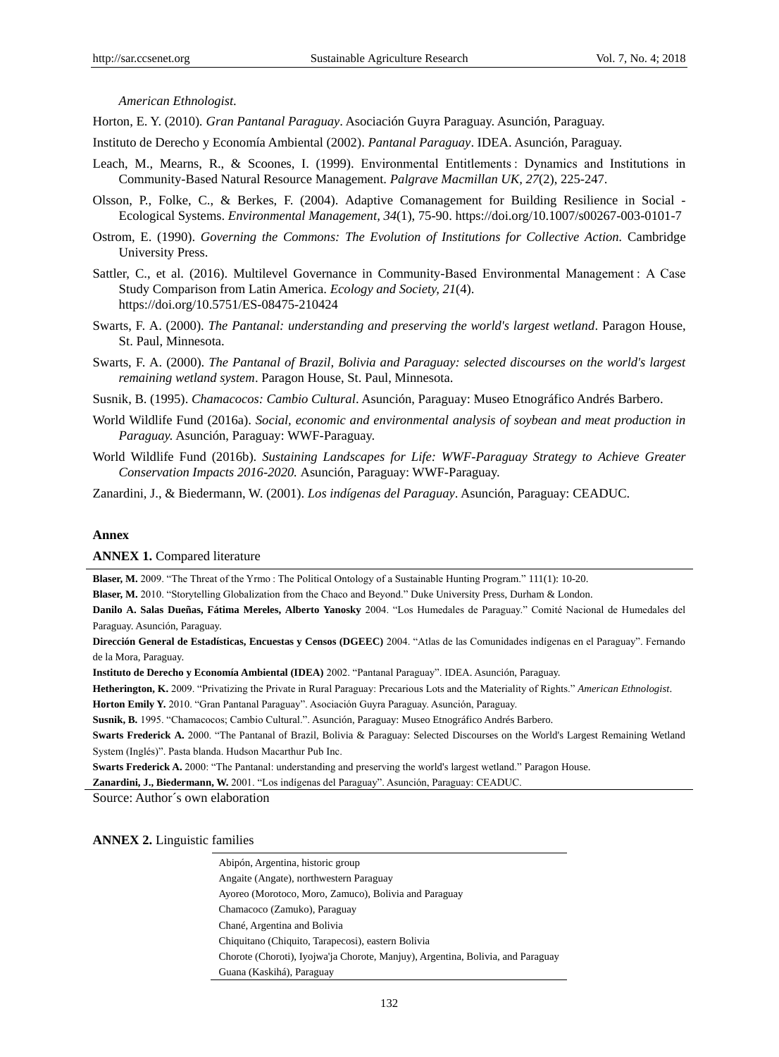*American Ethnologist*.

Horton, E. Y. (2010). *Gran Pantanal Paraguay*. Asociación Guyra Paraguay. Asunción, Paraguay.

Instituto de Derecho y Economía Ambiental (2002). *Pantanal Paraguay*. IDEA. Asunción, Paraguay.

Leach, M., Mearns, R., & Scoones, I. (1999). Environmental Entitlements : Dynamics and Institutions in Community-Based Natural Resource Management. *Palgrave Macmillan UK, 27*(2), 225-247.

Olsson, P., Folke, C., & Berkes, F. (2004). Adaptive Comanagement for Building Resilience in Social - Ecological Systems. *Environmental Management, 34*(1), 75-90. https://doi.org/10.1007/s00267-003-0101-7

Ostrom, E. (1990). *Governing the Commons: The Evolution of Institutions for Collective Action.* Cambridge University Press.

Sattler, C., et al. (2016). Multilevel Governance in Community-Based Environmental Management : A Case Study Comparison from Latin America. *Ecology and Society, 21*(4). https://doi.org/10.5751/ES-08475-210424

Swarts, F. A. (2000). *The Pantanal: understanding and preserving the world's largest wetland*. Paragon House, St. Paul, Minnesota.

Swarts, F. A. (2000). *The Pantanal of Brazil, Bolivia and Paraguay: selected discourses on the world's largest remaining wetland system*. Paragon House, St. Paul, Minnesota.

Susnik, B. (1995). *Chamacocos: Cambio Cultural*. Asunción, Paraguay: Museo Etnográfico Andrés Barbero.

World Wildlife Fund (2016a). *Social, economic and environmental analysis of soybean and meat production in Paraguay.* Asunción, Paraguay: WWF-Paraguay.

World Wildlife Fund (2016b). *Sustaining Landscapes for Life: WWF-Paraguay Strategy to Achieve Greater Conservation Impacts 2016-2020.* Asunción, Paraguay: WWF-Paraguay.

Zanardini, J., & Biedermann, W. (2001). *Los indígenas del Paraguay*. Asunción, Paraguay: CEADUC.

## Annex

**ANNEX 1.** Compared literature

| |
|---|
| **Blaser, M.** 2009. "The Threat of the Yrmo : The Political Ontology of a Sustainable Hunting Program." 111(1): 10-20. |
| **Blaser, M.** 2010. "Storytelling Globalization from the Chaco and Beyond." Duke University Press, Durham & London. |
| **Danilo A. Salas Dueñas, Fátima Mereles, Alberto Yanosky** 2004. "Los Humedales de Paraguay." Comité Nacional de Humedales del Paraguay. Asunción, Paraguay. |
| **Dirección General de Estadísticas, Encuestas y Censos (DGEEC)** 2004. "Atlas de las Comunidades indígenas en el Paraguay". Fernando de la Mora, Paraguay. |
| **Instituto de Derecho y Economía Ambiental (IDEA)** 2002. "Pantanal Paraguay". IDEA. Asunción, Paraguay. |
| **Hetherington, K.** 2009. "Privatizing the Private in Rural Paraguay: Precarious Lots and the Materiality of Rights." *American Ethnologist*. |
| **Horton Emily Y.** 2010. "Gran Pantanal Paraguay". Asociación Guyra Paraguay. Asunción, Paraguay. |
| **Susnik, B.** 1995. "Chamacocos; Cambio Cultural.". Asunción, Paraguay: Museo Etnográfico Andrés Barbero. |
| **Swarts Frederick A.** 2000. "The Pantanal of Brazil, Bolivia & Paraguay: Selected Discourses on the World's Largest Remaining Wetland System (Inglés)". Pasta blanda. Hudson Macarthur Pub Inc. |
| **Swarts Frederick A.** 2000: "The Pantanal: understanding and preserving the world's largest wetland." Paragon House. |
| **Zanardini, J., Biedermann, W.** 2001. "Los indígenas del Paraguay". Asunción, Paraguay: CEADUC. |

Source: Author´s own elaboration

**ANNEX 2.** Linguistic families

| |
|---|
| Abipón, Argentina, historic group |
| Angaite (Angate), northwestern Paraguay |
| Ayoreo (Morotoco, Moro, Zamuco), Bolivia and Paraguay |
| Chamacoco (Zamuko), Paraguay |
| Chané, Argentina and Bolivia |
| Chiquitano (Chiquito, Tarapecosi), eastern Bolivia |
| Chorote (Choroti), Iyojwa'ja Chorote, Manjuy), Argentina, Bolivia, and Paraguay |
| Guana (Kaskihá), Paraguay |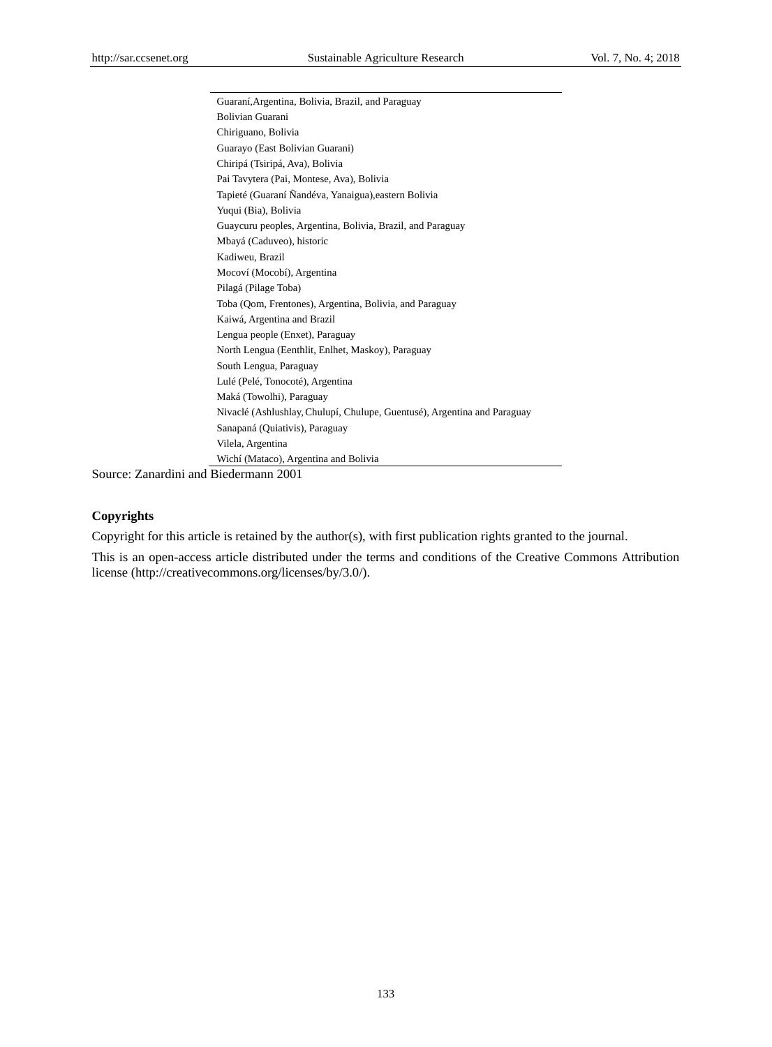| |
|---|
| Guaraní,Argentina, Bolivia, Brazil, and Paraguay |
| Bolivian Guarani |
| Chiriguano, Bolivia |
| Guarayo (East Bolivian Guarani) |
| Chiripá (Tsiripá, Ava), Bolivia |
| Pai Tavytera (Pai, Montese, Ava), Bolivia |
| Tapieté (Guaraní Ñandéva, Yanaigua),eastern Bolivia |
| Yuqui (Bia), Bolivia |
| Guaycuru peoples, Argentina, Bolivia, Brazil, and Paraguay |
| Mbayá (Caduveo), historic |
| Kadiweu, Brazil |
| Mocoví (Mocobí), Argentina |
| Pilagá (Pilage Toba) |
| Toba (Qom, Frentones), Argentina, Bolivia, and Paraguay |
| Kaiwá, Argentina and Brazil |
| Lengua people (Enxet), Paraguay |
| North Lengua (Eenthlit, Enlhet, Maskoy), Paraguay |
| South Lengua, Paraguay |
| Lulé (Pelé, Tonocoté), Argentina |
| Maká (Towolhi), Paraguay |
| Nivaclé (Ashlushlay, Chulupí, Chulupe, Guentusé), Argentina and Paraguay |
| Sanapaná (Quiativis), Paraguay |
| Vilela, Argentina |
| Wichí (Mataco), Argentina and Bolivia |

Source: Zanardini and Biedermann 2001

**Copyrights**

Copyright for this article is retained by the author(s), with first publication rights granted to the journal.

This is an open-access article distributed under the terms and conditions of the Creative Commons Attribution license (http://creativecommons.org/licenses/by/3.0/).